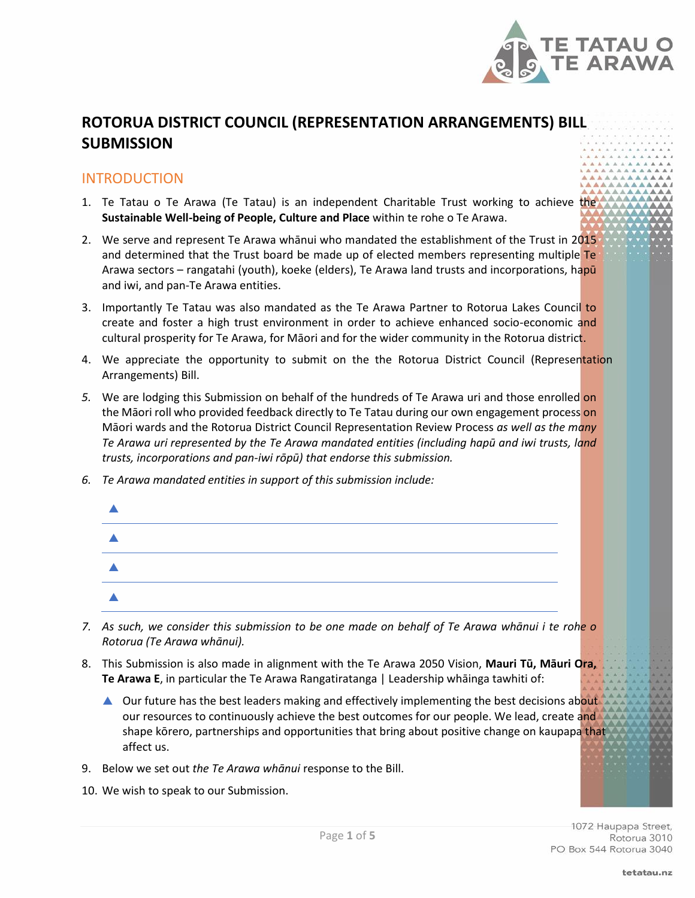# ROTORUA DISTRICT COUNCIL (REPRESENTATION ARRANGEMENTS) BILL SUBMISSION

## INTRODUCTION

1. Te Tatau o Te Arawa (Te Tatau) is an independent Charitable Trust working to achieve the **Sustainable Well-being of People, Culture and Place** within te rohe o Te Arawa.

2. We serve and represent Te Arawa whānui who mandated the establishment of the Trust in 2015 and determined that the Trust board be made up of elected members representing multiple Te Arawa sectors – rangatahi (youth), koeke (elders), Te Arawa land trusts and incorporations, hapū and iwi, and pan-Te Arawa entities.

3. Importantly Te Tatau was also mandated as the Te Arawa Partner to Rotorua Lakes Council to create and foster a high trust environment in order to achieve enhanced socio-economic and cultural prosperity for Te Arawa, for Māori and for the wider community in the Rotorua district.

4. We appreciate the opportunity to submit on the the Rotorua District Council (Representation Arrangements) Bill.

5. We are lodging this Submission on behalf of the hundreds of Te Arawa uri and those enrolled on the Māori roll who provided feedback directly to Te Tatau during our own engagement process on Māori wards and the Rotorua District Council Representation Review Process *as well as the many Te Arawa uri represented by the Te Arawa mandated entities (including hapū and iwi trusts, land trusts, incorporations and pan-iwi rōpū) that endorse this submission.*

6. *Te Arawa mandated entities in support of this submission include:*

   - 
   - 
   - 
   - 

7. *As such, we consider this submission to be one made on behalf of Te Arawa whānui i te rohe o Rotorua (Te Arawa whānui).*

8. This Submission is also made in alignment with the Te Arawa 2050 Vision, **Mauri Tū, Māuri Ora, Te Arawa E**, in particular the Te Arawa Rangatiratanga | Leadership whāinga tawhiti of:

   - Our future has the best leaders making and effectively implementing the best decisions about our resources to continuously achieve the best outcomes for our people. We lead, create and shape kōrero, partnerships and opportunities that bring about positive change on kaupapa that affect us.

9. Below we set out *the Te Arawa whānui* response to the Bill.

10. We wish to speak to our Submission.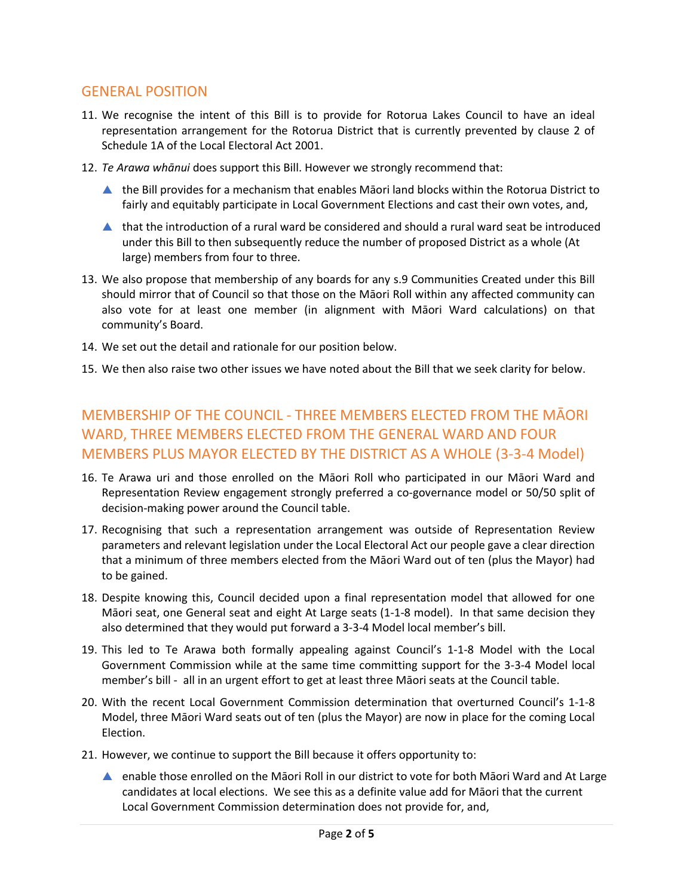## GENERAL POSITION

11. We recognise the intent of this Bill is to provide for Rotorua Lakes Council to have an ideal representation arrangement for the Rotorua District that is currently prevented by clause 2 of Schedule 1A of the Local Electoral Act 2001.

12. *Te Arawa whānui* does support this Bill. However we strongly recommend that:

    - the Bill provides for a mechanism that enables Māori land blocks within the Rotorua District to fairly and equitably participate in Local Government Elections and cast their own votes, and,
    - that the introduction of a rural ward be considered and should a rural ward seat be introduced under this Bill to then subsequently reduce the number of proposed District as a whole (At large) members from four to three.

13. We also propose that membership of any boards for any s.9 Communities Created under this Bill should mirror that of Council so that those on the Māori Roll within any affected community can also vote for at least one member (in alignment with Māori Ward calculations) on that community's Board.

14. We set out the detail and rationale for our position below.

15. We then also raise two other issues we have noted about the Bill that we seek clarity for below.

## MEMBERSHIP OF THE COUNCIL - THREE MEMBERS ELECTED FROM THE MĀORI WARD, THREE MEMBERS ELECTED FROM THE GENERAL WARD AND FOUR MEMBERS PLUS MAYOR ELECTED BY THE DISTRICT AS A WHOLE (3-3-4 Model)

16. Te Arawa uri and those enrolled on the Māori Roll who participated in our Māori Ward and Representation Review engagement strongly preferred a co-governance model or 50/50 split of decision-making power around the Council table.

17. Recognising that such a representation arrangement was outside of Representation Review parameters and relevant legislation under the Local Electoral Act our people gave a clear direction that a minimum of three members elected from the Māori Ward out of ten (plus the Mayor) had to be gained.

18. Despite knowing this, Council decided upon a final representation model that allowed for one Māori seat, one General seat and eight At Large seats (1-1-8 model). In that same decision they also determined that they would put forward a 3-3-4 Model local member's bill.

19. This led to Te Arawa both formally appealing against Council's 1-1-8 Model with the Local Government Commission while at the same time committing support for the 3-3-4 Model local member's bill - all in an urgent effort to get at least three Māori seats at the Council table.

20. With the recent Local Government Commission determination that overturned Council's 1-1-8 Model, three Māori Ward seats out of ten (plus the Mayor) are now in place for the coming Local Election.

21. However, we continue to support the Bill because it offers opportunity to:

    - enable those enrolled on the Māori Roll in our district to vote for both Māori Ward and At Large candidates at local elections. We see this as a definite value add for Māori that the current Local Government Commission determination does not provide for, and,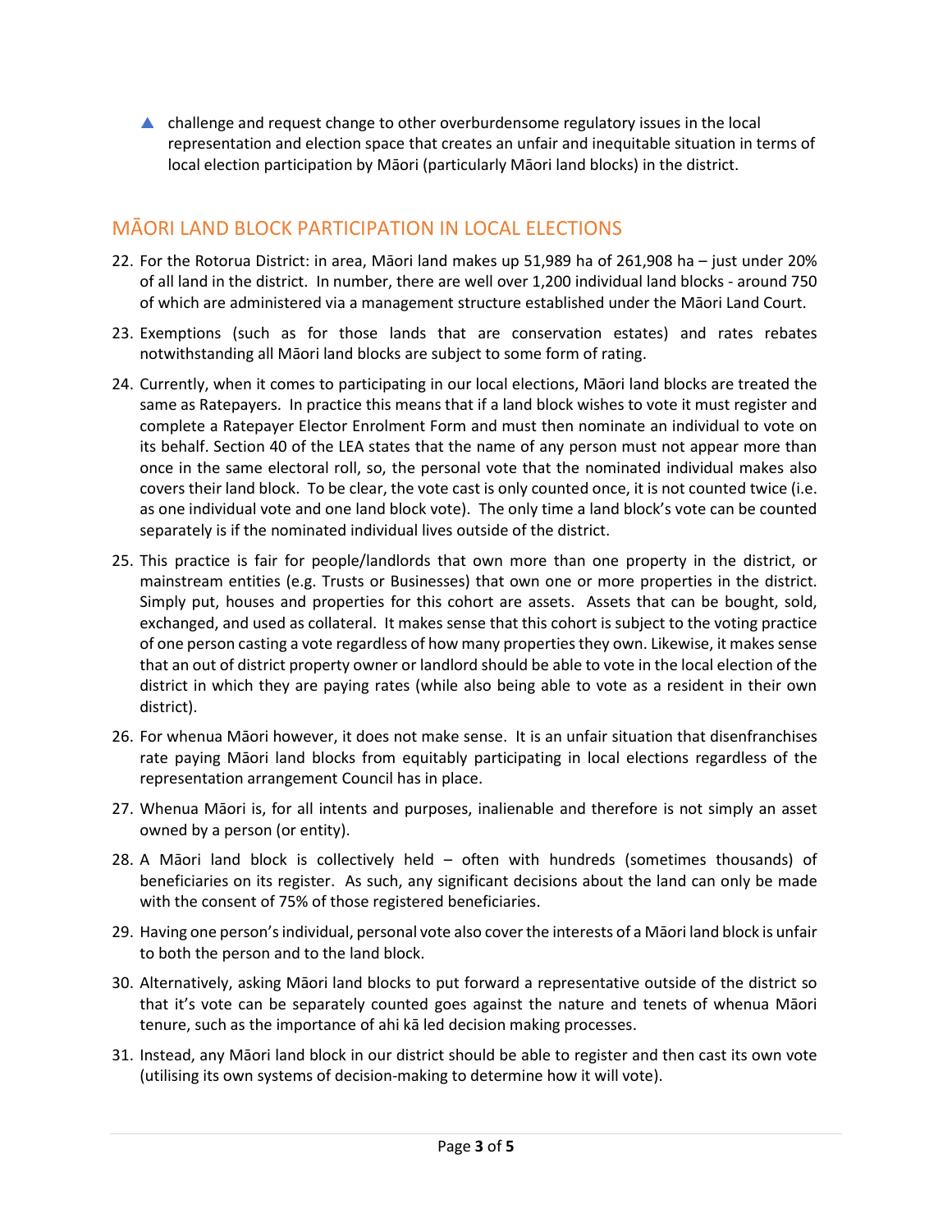- challenge and request change to other overburdensome regulatory issues in the local representation and election space that creates an unfair and inequitable situation in terms of local election participation by Māori (particularly Māori land blocks) in the district.

## MĀORI LAND BLOCK PARTICIPATION IN LOCAL ELECTIONS

22. For the Rotorua District: in area, Māori land makes up 51,989 ha of 261,908 ha – just under 20% of all land in the district. In number, there are well over 1,200 individual land blocks - around 750 of which are administered via a management structure established under the Māori Land Court.

23. Exemptions (such as for those lands that are conservation estates) and rates rebates notwithstanding all Māori land blocks are subject to some form of rating.

24. Currently, when it comes to participating in our local elections, Māori land blocks are treated the same as Ratepayers. In practice this means that if a land block wishes to vote it must register and complete a Ratepayer Elector Enrolment Form and must then nominate an individual to vote on its behalf. Section 40 of the LEA states that the name of any person must not appear more than once in the same electoral roll, so, the personal vote that the nominated individual makes also covers their land block. To be clear, the vote cast is only counted once, it is not counted twice (i.e. as one individual vote and one land block vote). The only time a land block's vote can be counted separately is if the nominated individual lives outside of the district.

25. This practice is fair for people/landlords that own more than one property in the district, or mainstream entities (e.g. Trusts or Businesses) that own one or more properties in the district. Simply put, houses and properties for this cohort are assets. Assets that can be bought, sold, exchanged, and used as collateral. It makes sense that this cohort is subject to the voting practice of one person casting a vote regardless of how many properties they own. Likewise, it makes sense that an out of district property owner or landlord should be able to vote in the local election of the district in which they are paying rates (while also being able to vote as a resident in their own district).

26. For whenua Māori however, it does not make sense. It is an unfair situation that disenfranchises rate paying Māori land blocks from equitably participating in local elections regardless of the representation arrangement Council has in place.

27. Whenua Māori is, for all intents and purposes, inalienable and therefore is not simply an asset owned by a person (or entity).

28. A Māori land block is collectively held – often with hundreds (sometimes thousands) of beneficiaries on its register. As such, any significant decisions about the land can only be made with the consent of 75% of those registered beneficiaries.

29. Having one person's individual, personal vote also cover the interests of a Māori land block is unfair to both the person and to the land block.

30. Alternatively, asking Māori land blocks to put forward a representative outside of the district so that it's vote can be separately counted goes against the nature and tenets of whenua Māori tenure, such as the importance of ahi kā led decision making processes.

31. Instead, any Māori land block in our district should be able to register and then cast its own vote (utilising its own systems of decision-making to determine how it will vote).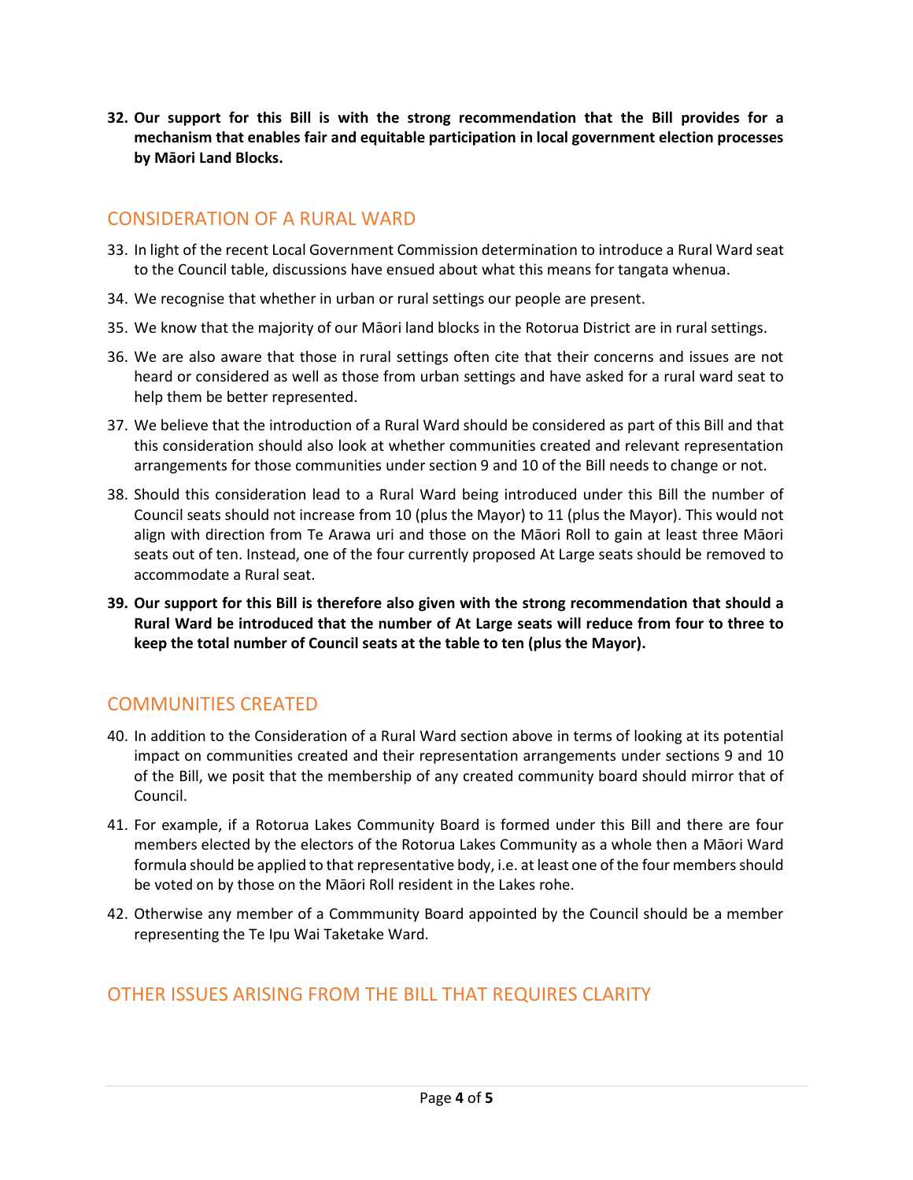**32. Our support for this Bill is with the strong recommendation that the Bill provides for a mechanism that enables fair and equitable participation in local government election processes by Māori Land Blocks.**

## CONSIDERATION OF A RURAL WARD

33. In light of the recent Local Government Commission determination to introduce a Rural Ward seat to the Council table, discussions have ensued about what this means for tangata whenua.

34. We recognise that whether in urban or rural settings our people are present.

35. We know that the majority of our Māori land blocks in the Rotorua District are in rural settings.

36. We are also aware that those in rural settings often cite that their concerns and issues are not heard or considered as well as those from urban settings and have asked for a rural ward seat to help them be better represented.

37. We believe that the introduction of a Rural Ward should be considered as part of this Bill and that this consideration should also look at whether communities created and relevant representation arrangements for those communities under section 9 and 10 of the Bill needs to change or not.

38. Should this consideration lead to a Rural Ward being introduced under this Bill the number of Council seats should not increase from 10 (plus the Mayor) to 11 (plus the Mayor). This would not align with direction from Te Arawa uri and those on the Māori Roll to gain at least three Māori seats out of ten. Instead, one of the four currently proposed At Large seats should be removed to accommodate a Rural seat.

**39. Our support for this Bill is therefore also given with the strong recommendation that should a Rural Ward be introduced that the number of At Large seats will reduce from four to three to keep the total number of Council seats at the table to ten (plus the Mayor).**

## COMMUNITIES CREATED

40. In addition to the Consideration of a Rural Ward section above in terms of looking at its potential impact on communities created and their representation arrangements under sections 9 and 10 of the Bill, we posit that the membership of any created community board should mirror that of Council.

41. For example, if a Rotorua Lakes Community Board is formed under this Bill and there are four members elected by the electors of the Rotorua Lakes Community as a whole then a Māori Ward formula should be applied to that representative body, i.e. at least one of the four members should be voted on by those on the Māori Roll resident in the Lakes rohe.

42. Otherwise any member of a Commmunity Board appointed by the Council should be a member representing the Te Ipu Wai Taketake Ward.

## OTHER ISSUES ARISING FROM THE BILL THAT REQUIRES CLARITY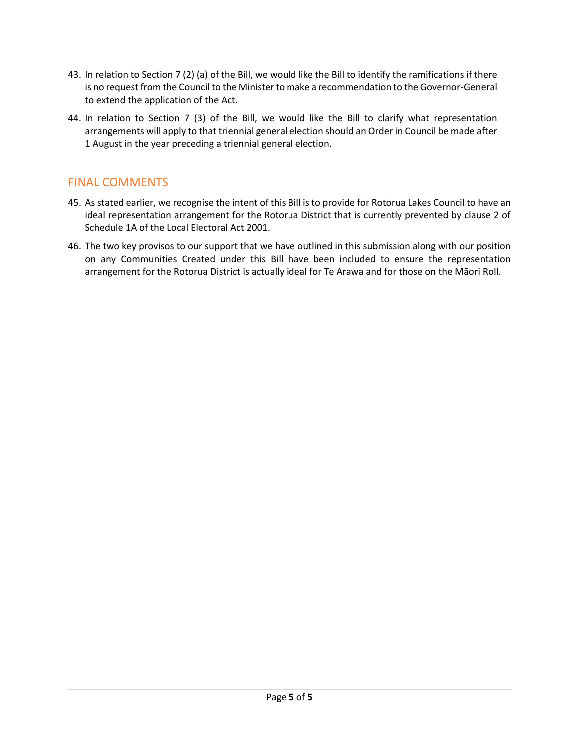43. In relation to Section 7 (2) (a) of the Bill, we would like the Bill to identify the ramifications if there is no request from the Council to the Minister to make a recommendation to the Governor-General to extend the application of the Act.

44. In relation to Section 7 (3) of the Bill, we would like the Bill to clarify what representation arrangements will apply to that triennial general election should an Order in Council be made after 1 August in the year preceding a triennial general election.

## FINAL COMMENTS

45. As stated earlier, we recognise the intent of this Bill is to provide for Rotorua Lakes Council to have an ideal representation arrangement for the Rotorua District that is currently prevented by clause 2 of Schedule 1A of the Local Electoral Act 2001.

46. The two key provisos to our support that we have outlined in this submission along with our position on any Communities Created under this Bill have been included to ensure the representation arrangement for the Rotorua District is actually ideal for Te Arawa and for those on the Māori Roll.